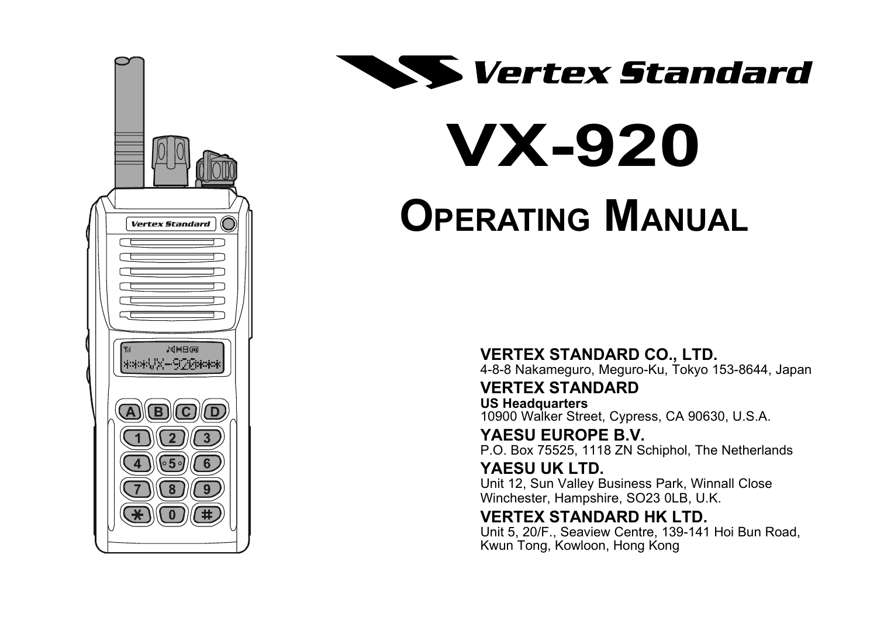# Vertex Standard

# VX-920

# OPERATING MANUAL

**VERTEX STANDARD CO., LTD.**
4-8-8 Nakameguro, Meguro-Ku, Tokyo 153-8644, Japan

**VERTEX STANDARD**
**US Headquarters**
10900 Walker Street, Cypress, CA 90630, U.S.A.

**YAESU EUROPE B.V.**
P.O. Box 75525, 1118 ZN Schiphol, The Netherlands

**YAESU UK LTD.**
Unit 12, Sun Valley Business Park, Winnall Close
Winchester, Hampshire, SO23 0LB, U.K.

**VERTEX STANDARD HK LTD.**
Unit 5, 20/F., Seaview Centre, 139-141 Hoi Bun Road,
Kwun Tong, Kowloon, Hong Kong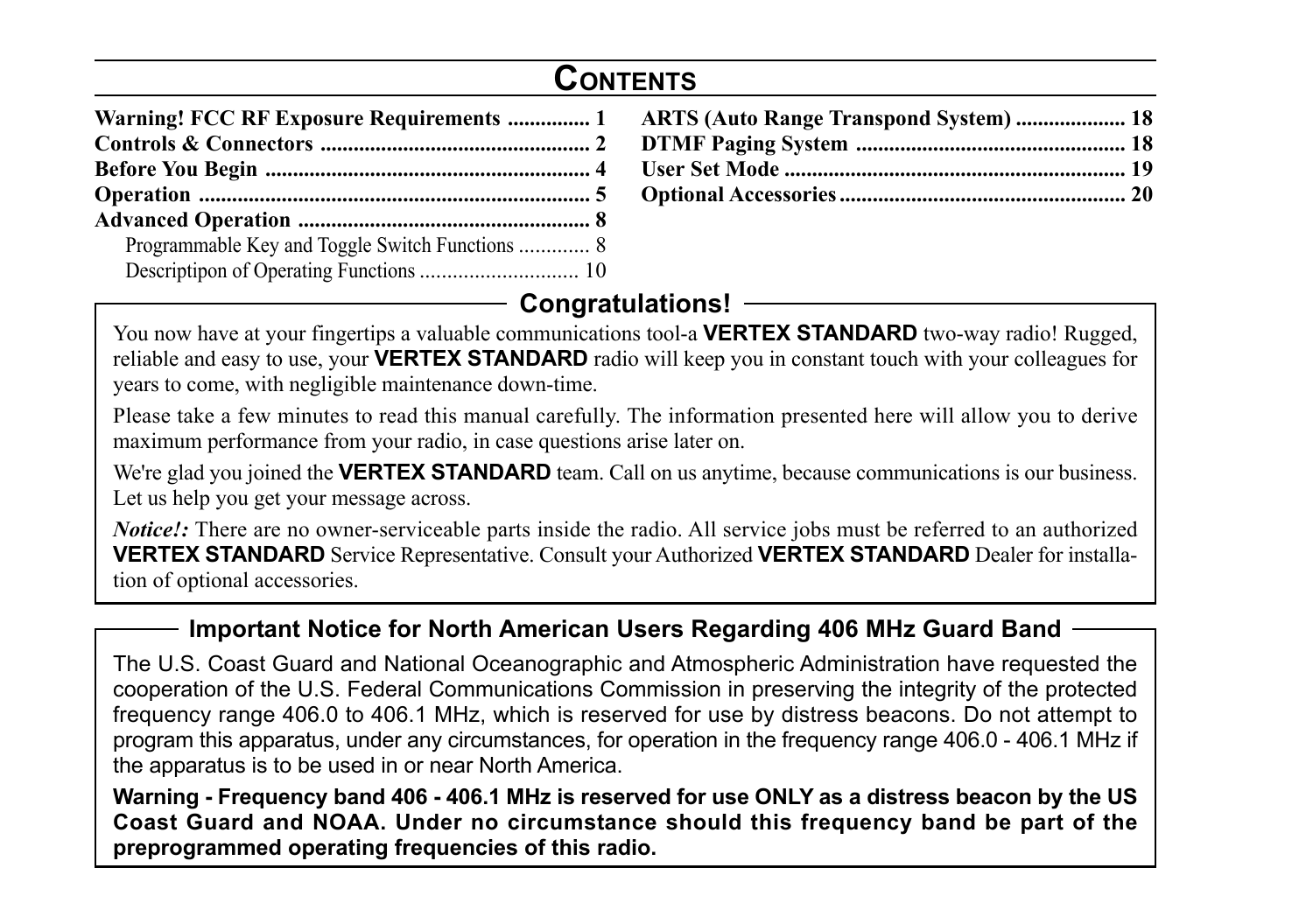# Contents

- **Warning! FCC RF Exposure Requirements** ............... 1
- **Controls & Connectors** ................................................. 2
- **Before You Begin** ........................................................... 4
- **Operation** ....................................................................... 5
- **Advanced Operation** ..................................................... 8
  - Programmable Key and Toggle Switch Functions ............. 8
  - Descriptipon of Operating Functions ............................ 10
- **ARTS (Auto Range Transpond System)** .................... 18
- **DTMF Paging System** ................................................ 18
- **User Set Mode** ............................................................. 19
- **Optional Accessories** ................................................... 20

## Congratulations!

You now have at your fingertips a valuable communications tool-a **VERTEX STANDARD** two-way radio! Rugged, reliable and easy to use, your **VERTEX STANDARD** radio will keep you in constant touch with your colleagues for years to come, with negligible maintenance down-time.

Please take a few minutes to read this manual carefully. The information presented here will allow you to derive maximum performance from your radio, in case questions arise later on.

We're glad you joined the **VERTEX STANDARD** team. Call on us anytime, because communications is our business. Let us help you get your message across.

***Notice!:*** There are no owner-serviceable parts inside the radio. All service jobs must be referred to an authorized **VERTEX STANDARD** Service Representative. Consult your Authorized **VERTEX STANDARD** Dealer for installation of optional accessories.

## Important Notice for North American Users Regarding 406 MHz Guard Band

The U.S. Coast Guard and National Oceanographic and Atmospheric Administration have requested the cooperation of the U.S. Federal Communications Commission in preserving the integrity of the protected frequency range 406.0 to 406.1 MHz, which is reserved for use by distress beacons. Do not attempt to program this apparatus, under any circumstances, for operation in the frequency range 406.0 - 406.1 MHz if the apparatus is to be used in or near North America.

**Warning - Frequency band 406 - 406.1 MHz is reserved for use ONLY as a distress beacon by the US Coast Guard and NOAA. Under no circumstance should this frequency band be part of the preprogrammed operating frequencies of this radio.**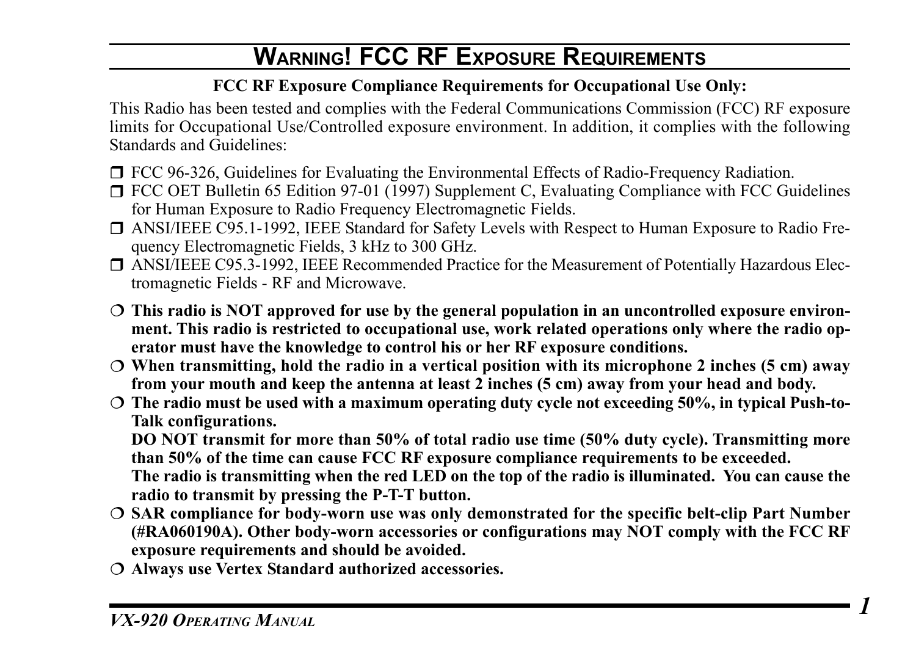# Warning! FCC RF Exposure Requirements

**FCC RF Exposure Compliance Requirements for Occupational Use Only:**

This Radio has been tested and complies with the Federal Communications Commission (FCC) RF exposure limits for Occupational Use/Controlled exposure environment. In addition, it complies with the following Standards and Guidelines:

- FCC 96-326, Guidelines for Evaluating the Environmental Effects of Radio-Frequency Radiation.
- FCC OET Bulletin 65 Edition 97-01 (1997) Supplement C, Evaluating Compliance with FCC Guidelines for Human Exposure to Radio Frequency Electromagnetic Fields.
- ANSI/IEEE C95.1-1992, IEEE Standard for Safety Levels with Respect to Human Exposure to Radio Frequency Electromagnetic Fields, 3 kHz to 300 GHz.
- ANSI/IEEE C95.3-1992, IEEE Recommended Practice for the Measurement of Potentially Hazardous Electromagnetic Fields - RF and Microwave.

- **This radio is NOT approved for use by the general population in an uncontrolled exposure environment. This radio is restricted to occupational use, work related operations only where the radio operator must have the knowledge to control his or her RF exposure conditions.**
- **When transmitting, hold the radio in a vertical position with its microphone 2 inches (5 cm) away from your mouth and keep the antenna at least 2 inches (5 cm) away from your head and body.**
- **The radio must be used with a maximum operating duty cycle not exceeding 50%, in typical Push-to-Talk configurations.**
  **DO NOT transmit for more than 50% of total radio use time (50% duty cycle). Transmitting more than 50% of the time can cause FCC RF exposure compliance requirements to be exceeded.**
  **The radio is transmitting when the red LED on the top of the radio is illuminated. You can cause the radio to transmit by pressing the P-T-T button.**
- **SAR compliance for body-worn use was only demonstrated for the specific belt-clip Part Number (#RA060190A). Other body-worn accessories or configurations may NOT comply with the FCC RF exposure requirements and should be avoided.**
- **Always use Vertex Standard authorized accessories.**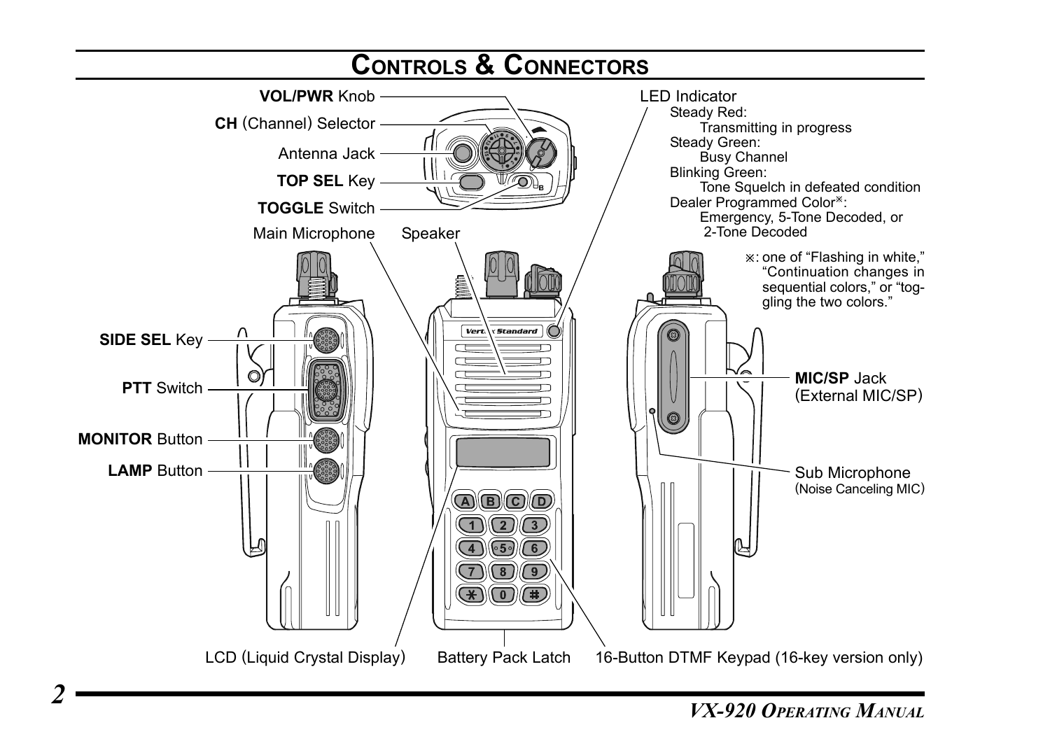# Controls & Connectors

**VOL/PWR** Knob

**CH** (Channel) Selector

Antenna Jack

**TOP SEL** Key

**TOGGLE** Switch

Main Microphone

Speaker

LED Indicator

- Steady Red:
  - Transmitting in progress
- Steady Green:
  - Busy Channel
- Blinking Green:
  - Tone Squelch in defeated condition
- Dealer Programmed Color※:
  - Emergency, 5-Tone Decoded, or 2-Tone Decoded

※: one of "Flashing in white," "Continuation changes in sequential colors," or "toggling the two colors."

**SIDE SEL** Key

**PTT** Switch

**MONITOR** Button

**LAMP** Button

**MIC/SP** Jack (External MIC/SP)

Sub Microphone (Noise Canceling MIC)

LCD (Liquid Crystal Display)

Battery Pack Latch

16-Button DTMF Keypad (16-key version only)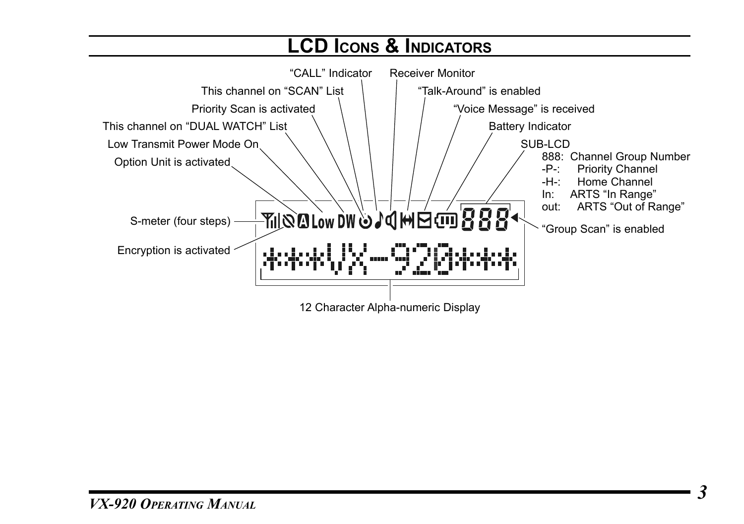# LCD Icons & Indicators

- "CALL" Indicator
- Receiver Monitor
- This channel on "SCAN" List
- "Talk-Around" is enabled
- Priority Scan is activated
- "Voice Message" is received
- This channel on "DUAL WATCH" List
- Battery Indicator
- Low Transmit Power Mode On
- SUB-LCD
  - 888: Channel Group Number
  - -P-: Priority Channel
  - -H-: Home Channel
  - In: ARTS "In Range"
  - out: ARTS "Out of Range"
- Option Unit is activated
- S-meter (four steps)
- "Group Scan" is enabled
- Encryption is activated
- 12 Character Alpha-numeric Display

***VX-920***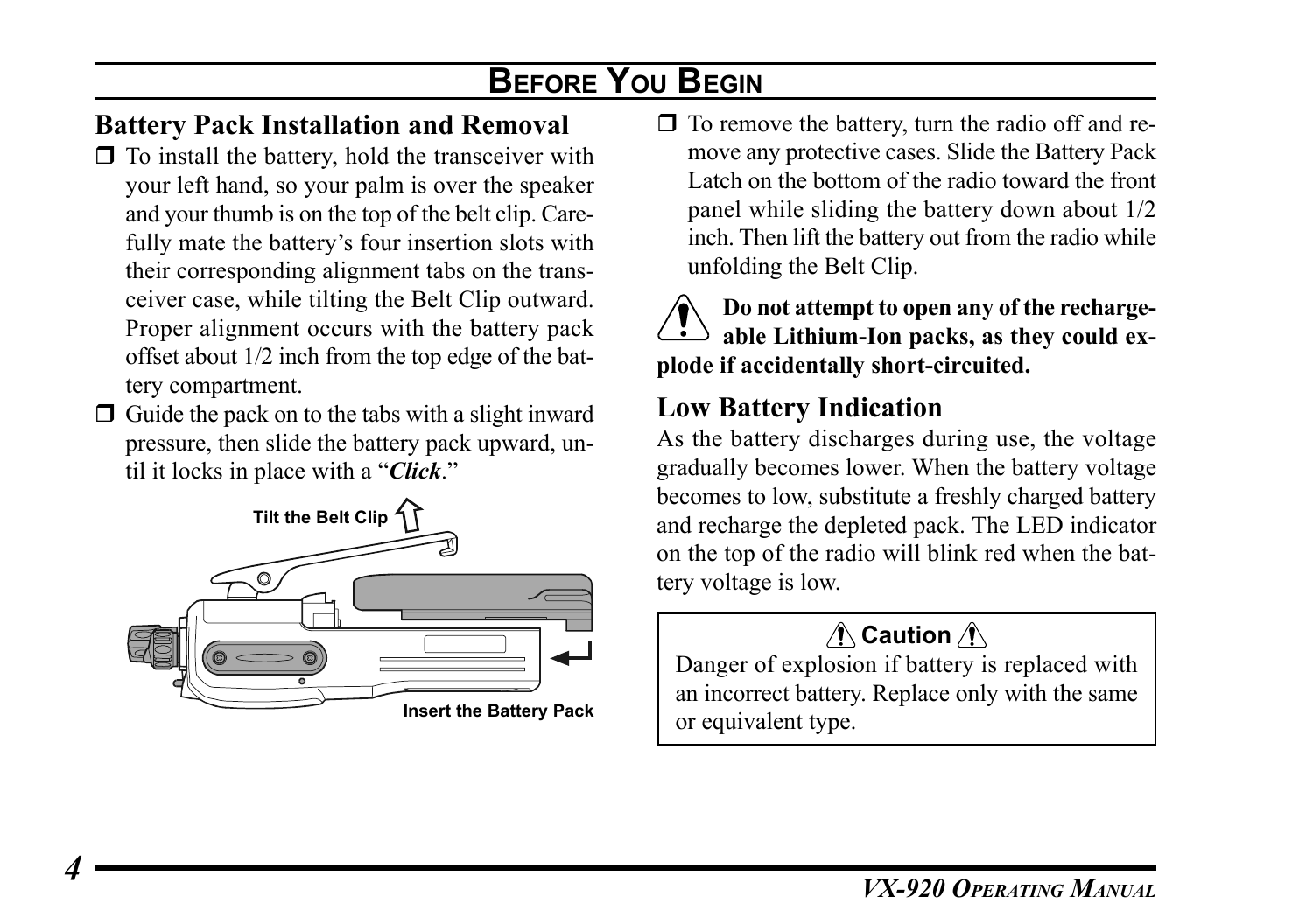## BEFORE YOU BEGIN

### Battery Pack Installation and Removal

- To install the battery, hold the transceiver with your left hand, so your palm is over the speaker and your thumb is on the top of the belt clip. Carefully mate the battery's four insertion slots with their corresponding alignment tabs on the transceiver case, while tilting the Belt Clip outward. Proper alignment occurs with the battery pack offset about 1/2 inch from the top edge of the battery compartment.
- Guide the pack on to the tabs with a slight inward pressure, then slide the battery pack upward, until it locks in place with a "***Click***."

Tilt the Belt Clip

Insert the Battery Pack

- To remove the battery, turn the radio off and remove any protective cases. Slide the Battery Pack Latch on the bottom of the radio toward the front panel while sliding the battery down about 1/2 inch. Then lift the battery out from the radio while unfolding the Belt Clip.

**Do not attempt to open any of the rechargeable Lithium-Ion packs, as they could explode if accidentally short-circuited.**

### Low Battery Indication

As the battery discharges during use, the voltage gradually becomes lower. When the battery voltage becomes to low, substitute a freshly charged battery and recharge the depleted pack. The LED indicator on the top of the radio will blink red when the battery voltage is low.

**Caution**

Danger of explosion if battery is replaced with an incorrect battery. Replace only with the same or equivalent type.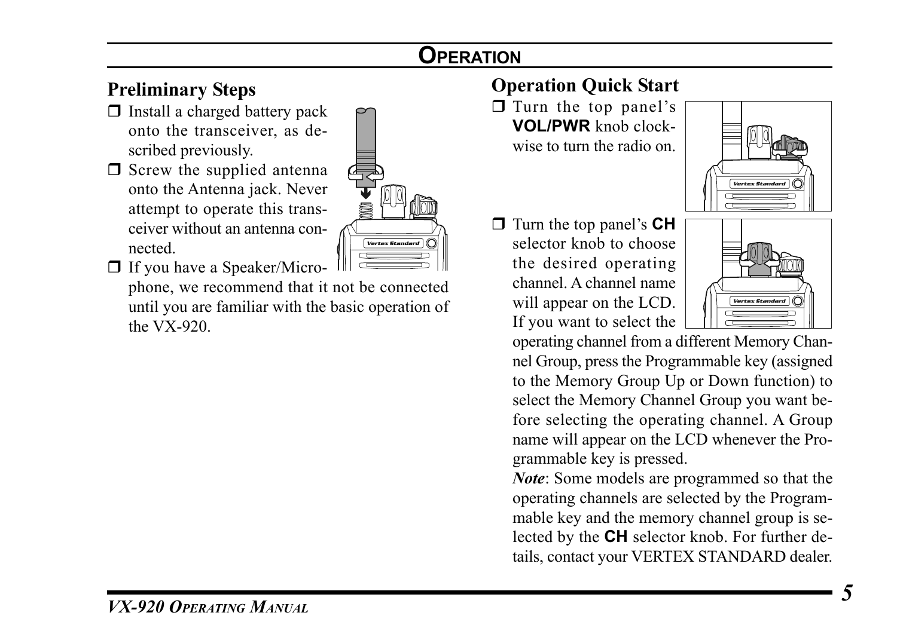# OPERATION

## Preliminary Steps

- Install a charged battery pack onto the transceiver, as described previously.
- Screw the supplied antenna onto the Antenna jack. Never attempt to operate this transceiver without an antenna connected.
- If you have a Speaker/Microphone, we recommend that it not be connected until you are familiar with the basic operation of the VX-920.

## Operation Quick Start

- Turn the top panel's **VOL/PWR** knob clockwise to turn the radio on.
- Turn the top panel's **CH** selector knob to choose the desired operating channel. A channel name will appear on the LCD. If you want to select the operating channel from a different Memory Channel Group, press the Programmable key (assigned to the Memory Group Up or Down function) to select the Memory Channel Group you want before selecting the operating channel. A Group name will appear on the LCD whenever the Programmable key is pressed.

  ***Note***: Some models are programmed so that the operating channels are selected by the Programmable key and the memory channel group is selected by the **CH** selector knob. For further details, contact your VERTEX STANDARD dealer.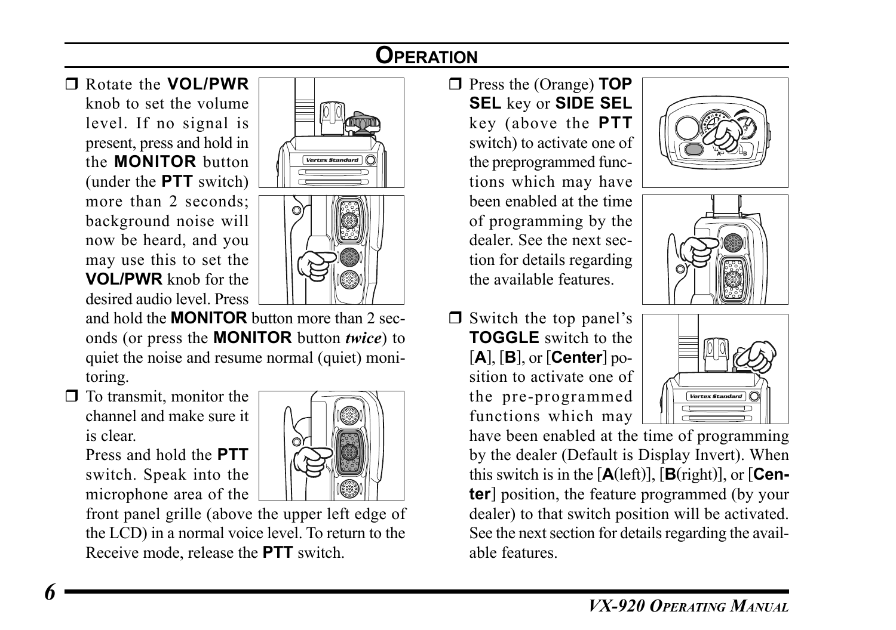## OPERATION

- Rotate the **VOL/PWR** knob to set the volume level. If no signal is present, press and hold in the **MONITOR** button (under the **PTT** switch) more than 2 seconds; background noise will now be heard, and you may use this to set the **VOL/PWR** knob for the desired audio level. Press and hold the **MONITOR** button more than 2 seconds (or press the **MONITOR** button ***twice***) to quiet the noise and resume normal (quiet) monitoring.
- To transmit, monitor the channel and make sure it is clear.
  Press and hold the **PTT** switch. Speak into the microphone area of the front panel grille (above the upper left edge of the LCD) in a normal voice level. To return to the Receive mode, release the **PTT** switch.
- Press the (Orange) **TOP SEL** key or **SIDE SEL** key (above the **PTT** switch) to activate one of the preprogrammed functions which may have been enabled at the time of programming by the dealer. See the next section for details regarding the available features.
- Switch the top panel's **TOGGLE** switch to the [**A**], [**B**], or [**Center**] position to activate one of the pre-programmed functions which may have been enabled at the time of programming by the dealer (Default is Display Invert). When this switch is in the [**A**(left)], [**B**(right)], or [**Center**] position, the feature programmed (by your dealer) to that switch position will be activated. See the next section for details regarding the available features.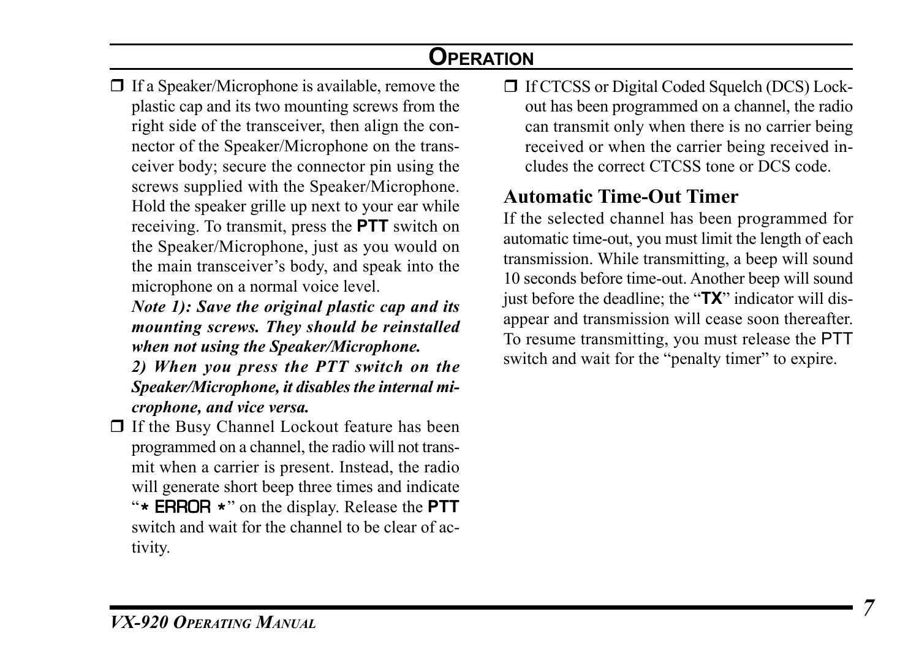- If a Speaker/Microphone is available, remove the plastic cap and its two mounting screws from the right side of the transceiver, then align the connector of the Speaker/Microphone on the transceiver body; secure the connector pin using the screws supplied with the Speaker/Microphone. Hold the speaker grille up next to your ear while receiving. To transmit, press the **PTT** switch on the Speaker/Microphone, just as you would on the main transceiver's body, and speak into the microphone on a normal voice level.
  ***Note 1): Save the original plastic cap and its mounting screws. They should be reinstalled when not using the Speaker/Microphone.***
  ***2) When you press the PTT switch on the Speaker/Microphone, it disables the internal microphone, and vice versa.***
- If the Busy Channel Lockout feature has been programmed on a channel, the radio will not transmit when a carrier is present. Instead, the radio will generate short beep three times and indicate "* ERROR *" on the display. Release the **PTT** switch and wait for the channel to be clear of activity.
- If CTCSS or Digital Coded Squelch (DCS) Lockout has been programmed on a channel, the radio can transmit only when there is no carrier being received or when the carrier being received includes the correct CTCSS tone or DCS code.

## Automatic Time-Out Timer

If the selected channel has been programmed for automatic time-out, you must limit the length of each transmission. While transmitting, a beep will sound 10 seconds before time-out. Another beep will sound just before the deadline; the "**TX**" indicator will disappear and transmission will cease soon thereafter. To resume transmitting, you must release the PTT switch and wait for the "penalty timer" to expire.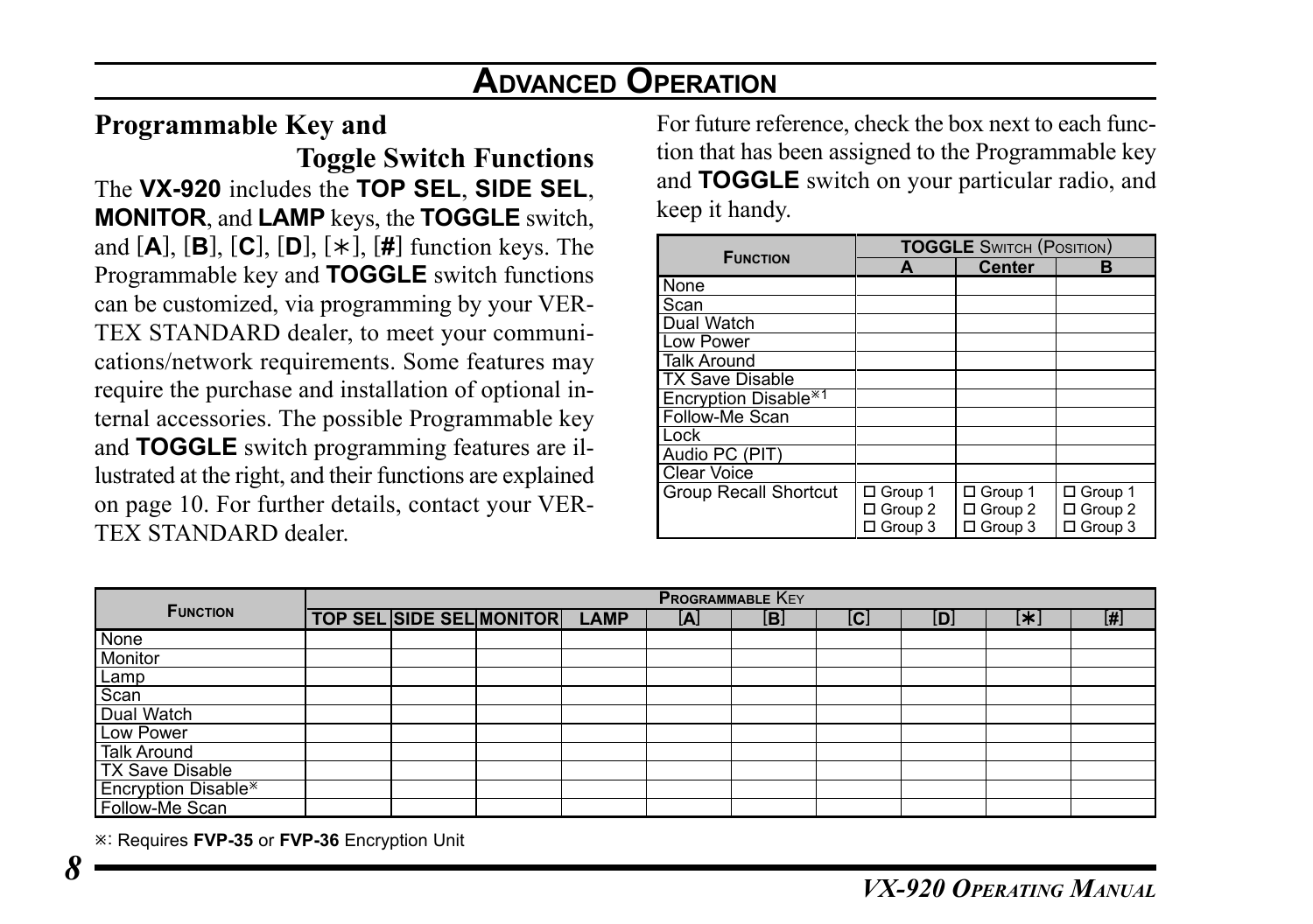# Advanced Operation

## Programmable Key and Toggle Switch Functions

The **VX-920** includes the **TOP SEL**, **SIDE SEL**, **MONITOR**, and **LAMP** keys, the **TOGGLE** switch, and [**A**], [**B**], [**C**], [**D**], [∗], [**#**] function keys. The Programmable key and **TOGGLE** switch functions can be customized, via programming by your VERTEX STANDARD dealer, to meet your communications/network requirements. Some features may require the purchase and installation of optional internal accessories. The possible Programmable key and **TOGGLE** switch programming features are illustrated at the right, and their functions are explained on page 10. For further details, contact your VERTEX STANDARD dealer.

For future reference, check the box next to each function that has been assigned to the Programmable key and **TOGGLE** switch on your particular radio, and keep it handy.

| Function | TOGGLE Switch (Position) | | |
|---|---|---|---|
| | A | Center | B |
| None | | | |
| Scan | | | |
| Dual Watch | | | |
| Low Power | | | |
| Talk Around | | | |
| TX Save Disable | | | |
| Encryption Disable※1 | | | |
| Follow-Me Scan | | | |
| Lock | | | |
| Audio PC (PIT) | | | |
| Clear Voice | | | |
| Group Recall Shortcut | ☐ Group 1 ☐ Group 2 ☐ Group 3 | ☐ Group 1 ☐ Group 2 ☐ Group 3 | ☐ Group 1 ☐ Group 2 ☐ Group 3 |

| Function | Programmable Key | | | | | | | | | |
|---|---|---|---|---|---|---|---|---|---|---|
| | TOP SEL | SIDE SEL | MONITOR | LAMP | [A] | [B] | [C] | [D] | [∗] | [#] |
| None | | | | | | | | | | |
| Monitor | | | | | | | | | | |
| Lamp | | | | | | | | | | |
| Scan | | | | | | | | | | |
| Dual Watch | | | | | | | | | | |
| Low Power | | | | | | | | | | |
| Talk Around | | | | | | | | | | |
| TX Save Disable | | | | | | | | | | |
| Encryption Disable※ | | | | | | | | | | |
| Follow-Me Scan | | | | | | | | | | |

※: Requires **FVP-35** or **FVP-36** Encryption Unit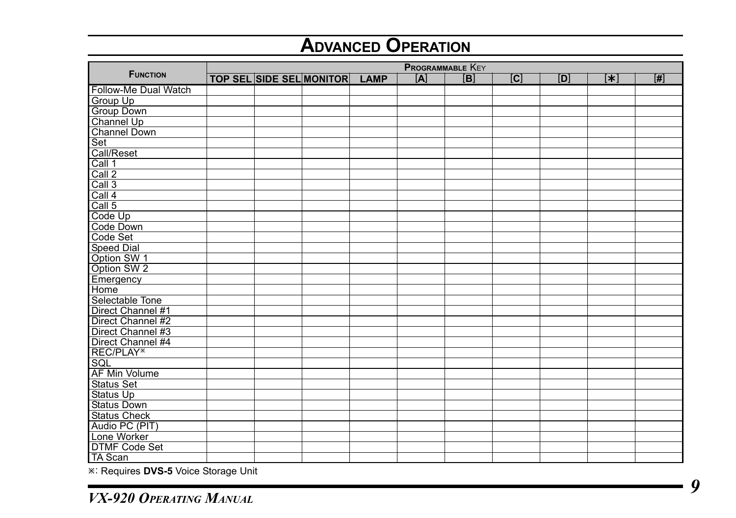# Advanced Operation

| Function | Programmable Key | | | | | | | | | |
|---|---|---|---|---|---|---|---|---|---|---|
| | TOP SEL | SIDE SEL | MONITOR | LAMP | [A] | [B] | [C] | [D] | [∗] | [#] |
| Follow-Me Dual Watch | | | | | | | | | | |
| Group Up | | | | | | | | | | |
| Group Down | | | | | | | | | | |
| Channel Up | | | | | | | | | | |
| Channel Down | | | | | | | | | | |
| Set | | | | | | | | | | |
| Call/Reset | | | | | | | | | | |
| Call 1 | | | | | | | | | | |
| Call 2 | | | | | | | | | | |
| Call 3 | | | | | | | | | | |
| Call 4 | | | | | | | | | | |
| Call 5 | | | | | | | | | | |
| Code Up | | | | | | | | | | |
| Code Down | | | | | | | | | | |
| Code Set | | | | | | | | | | |
| Speed Dial | | | | | | | | | | |
| Option SW 1 | | | | | | | | | | |
| Option SW 2 | | | | | | | | | | |
| Emergency | | | | | | | | | | |
| Home | | | | | | | | | | |
| Selectable Tone | | | | | | | | | | |
| Direct Channel #1 | | | | | | | | | | |
| Direct Channel #2 | | | | | | | | | | |
| Direct Channel #3 | | | | | | | | | | |
| Direct Channel #4 | | | | | | | | | | |
| REC/PLAY※ | | | | | | | | | | |
| SQL | | | | | | | | | | |
| AF Min Volume | | | | | | | | | | |
| Status Set | | | | | | | | | | |
| Status Up | | | | | | | | | | |
| Status Down | | | | | | | | | | |
| Status Check | | | | | | | | | | |
| Audio PC (PIT) | | | | | | | | | | |
| Lone Worker | | | | | | | | | | |
| DTMF Code Set | | | | | | | | | | |
| TA Scan | | | | | | | | | | |

※: Requires **DVS-5** Voice Storage Unit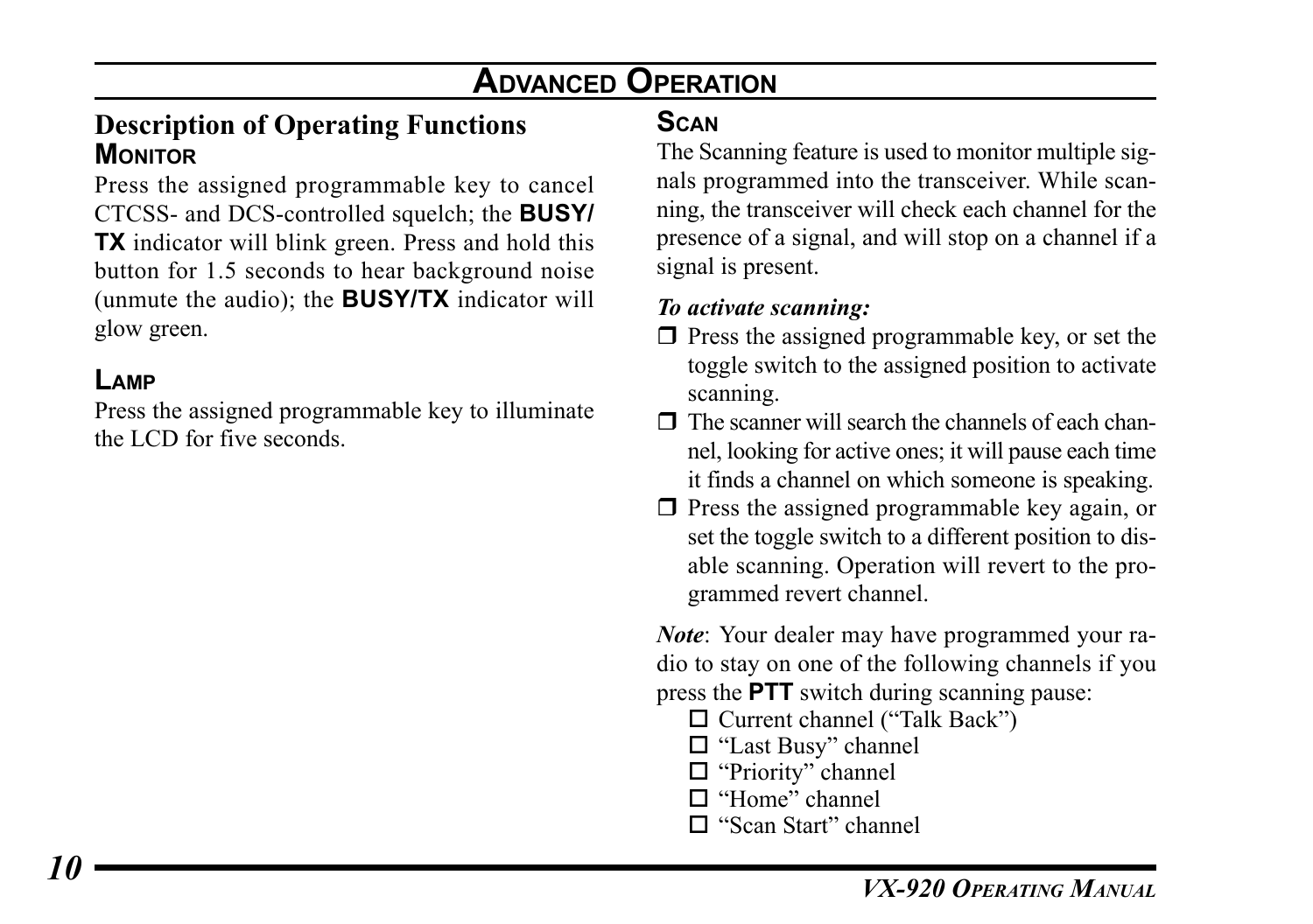# Advanced Operation

## Description of Operating Functions

### Monitor

Press the assigned programmable key to cancel CTCSS- and DCS-controlled squelch; the **BUSY/TX** indicator will blink green. Press and hold this button for 1.5 seconds to hear background noise (unmute the audio); the **BUSY/TX** indicator will glow green.

### Lamp

Press the assigned programmable key to illuminate the LCD for five seconds.

### Scan

The Scanning feature is used to monitor multiple signals programmed into the transceiver. While scanning, the transceiver will check each channel for the presence of a signal, and will stop on a channel if a signal is present.

***To activate scanning:***

- ❒ Press the assigned programmable key, or set the toggle switch to the assigned position to activate scanning.
- ❒ The scanner will search the channels of each channel, looking for active ones; it will pause each time it finds a channel on which someone is speaking.
- ❒ Press the assigned programmable key again, or set the toggle switch to a different position to disable scanning. Operation will revert to the programmed revert channel.

***Note***: Your dealer may have programmed your radio to stay on one of the following channels if you press the **PTT** switch during scanning pause:

- ☐ Current channel ("Talk Back")
- ☐ "Last Busy" channel
- ☐ "Priority" channel
- ☐ "Home" channel
- ☐ "Scan Start" channel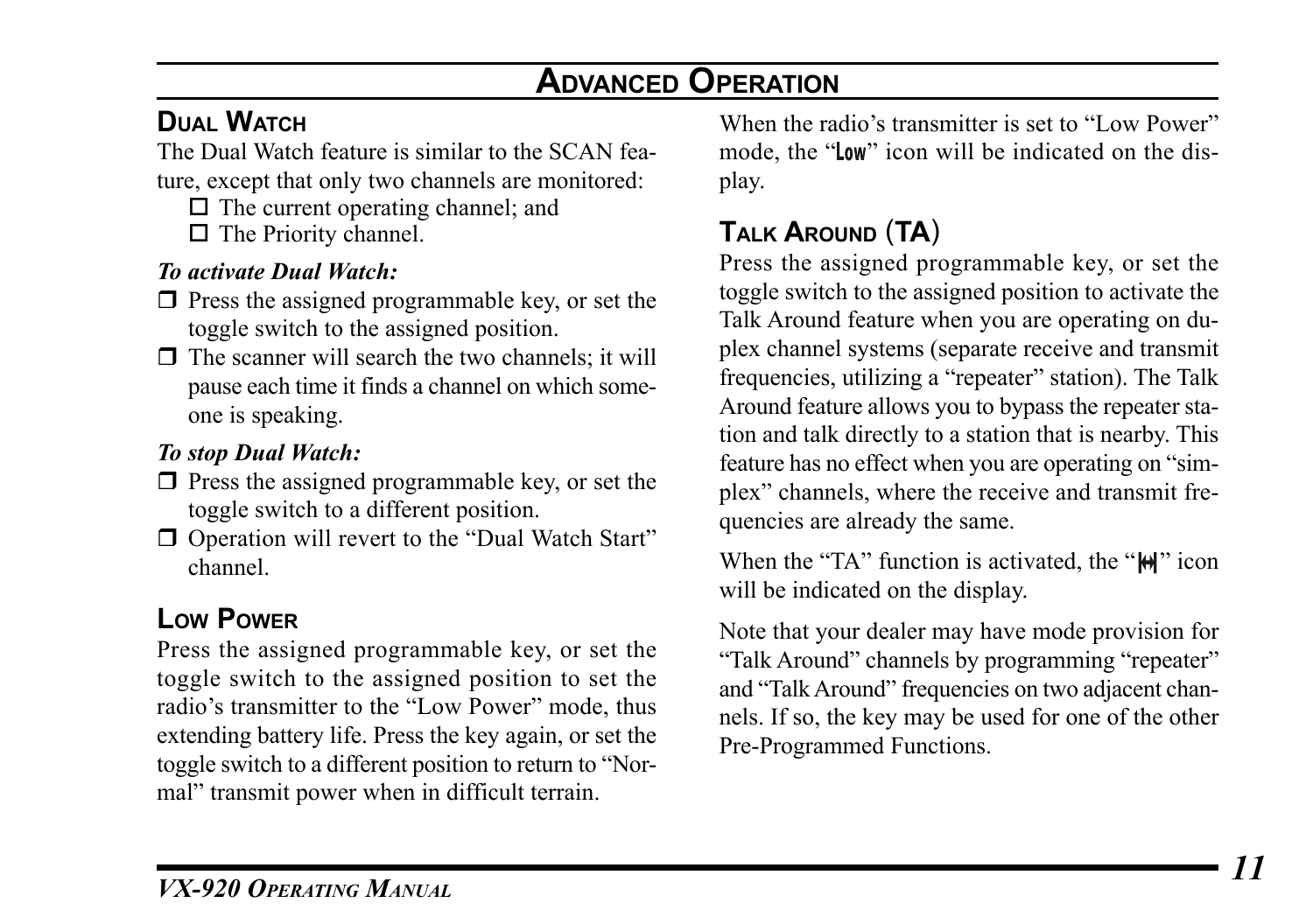# Advanced Operation

## Dual Watch

The Dual Watch feature is similar to the SCAN feature, except that only two channels are monitored:

- The current operating channel; and
- The Priority channel.

***To activate Dual Watch:***

- Press the assigned programmable key, or set the toggle switch to the assigned position.
- The scanner will search the two channels; it will pause each time it finds a channel on which someone is speaking.

***To stop Dual Watch:***

- Press the assigned programmable key, or set the toggle switch to a different position.
- Operation will revert to the "Dual Watch Start" channel.

## Low Power

Press the assigned programmable key, or set the toggle switch to the assigned position to set the radio's transmitter to the "Low Power" mode, thus extending battery life. Press the key again, or set the toggle switch to a different position to return to "Normal" transmit power when in difficult terrain.

When the radio's transmitter is set to "Low Power" mode, the "Low" icon will be indicated on the display.

## Talk Around (TA)

Press the assigned programmable key, or set the toggle switch to the assigned position to activate the Talk Around feature when you are operating on duplex channel systems (separate receive and transmit frequencies, utilizing a "repeater" station). The Talk Around feature allows you to bypass the repeater station and talk directly to a station that is nearby. This feature has no effect when you are operating on "simplex" channels, where the receive and transmit frequencies are already the same.

When the "TA" function is activated, the "|↔|" icon will be indicated on the display.

Note that your dealer may have mode provision for "Talk Around" channels by programming "repeater" and "Talk Around" frequencies on two adjacent channels. If so, the key may be used for one of the other Pre-Programmed Functions.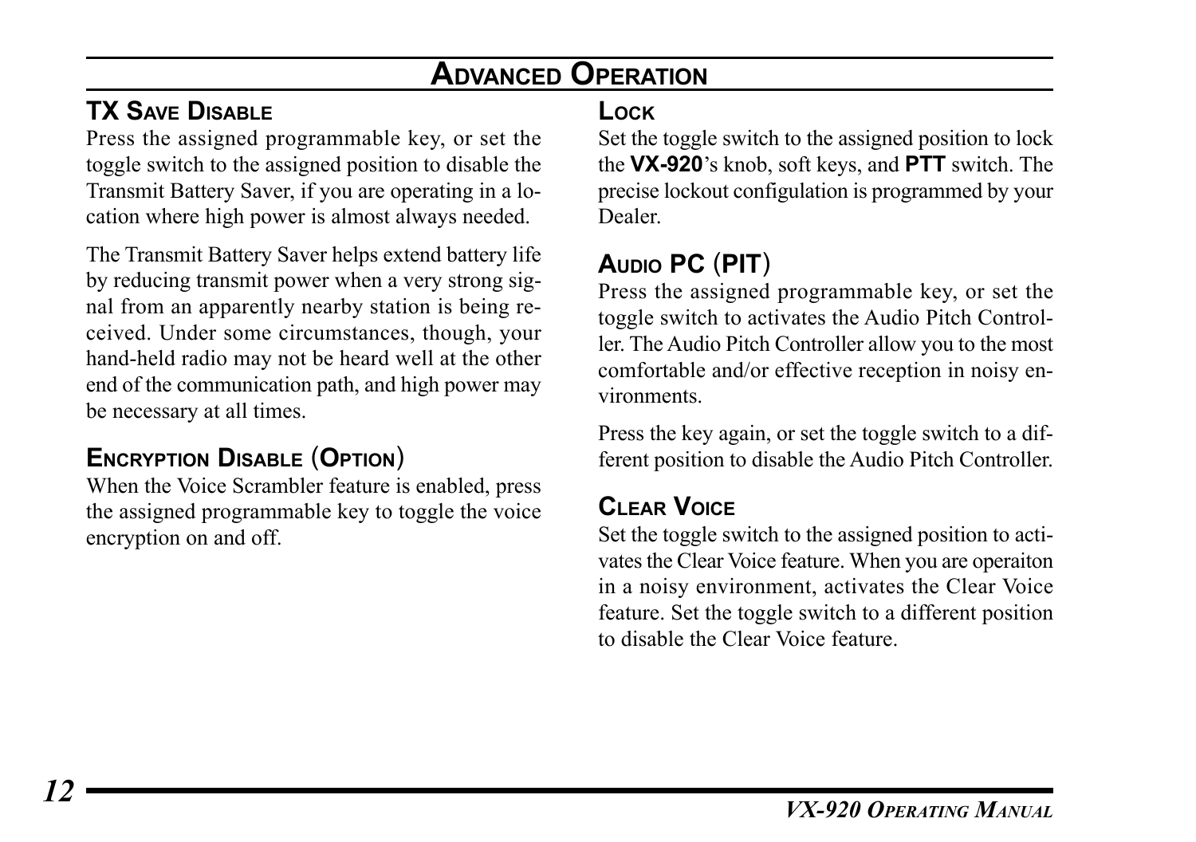# Advanced Operation

## TX Save Disable

Press the assigned programmable key, or set the toggle switch to the assigned position to disable the Transmit Battery Saver, if you are operating in a location where high power is almost always needed.

The Transmit Battery Saver helps extend battery life by reducing transmit power when a very strong signal from an apparently nearby station is being received. Under some circumstances, though, your hand-held radio may not be heard well at the other end of the communication path, and high power may be necessary at all times.

## Encryption Disable (Option)

When the Voice Scrambler feature is enabled, press the assigned programmable key to toggle the voice encryption on and off.

## Lock

Set the toggle switch to the assigned position to lock the **VX-920**'s knob, soft keys, and **PTT** switch. The precise lockout configulation is programmed by your Dealer.

## Audio PC (PIT)

Press the assigned programmable key, or set the toggle switch to activates the Audio Pitch Controller. The Audio Pitch Controller allow you to the most comfortable and/or effective reception in noisy environments.

Press the key again, or set the toggle switch to a different position to disable the Audio Pitch Controller.

## Clear Voice

Set the toggle switch to the assigned position to activates the Clear Voice feature. When you are operaiton in a noisy environment, activates the Clear Voice feature. Set the toggle switch to a different position to disable the Clear Voice feature.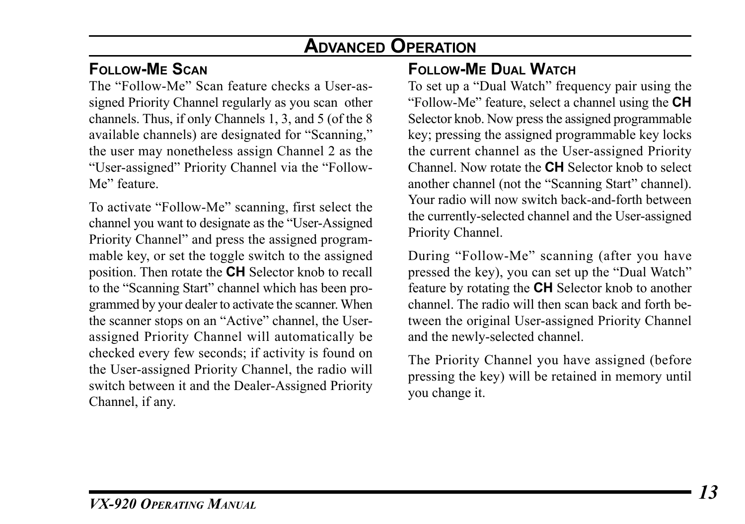# ADVANCED OPERATION

## FOLLOW-ME SCAN

The "Follow-Me" Scan feature checks a User-assigned Priority Channel regularly as you scan other channels. Thus, if only Channels 1, 3, and 5 (of the 8 available channels) are designated for "Scanning," the user may nonetheless assign Channel 2 as the "User-assigned" Priority Channel via the "Follow-Me" feature.

To activate "Follow-Me" scanning, first select the channel you want to designate as the "User-Assigned Priority Channel" and press the assigned programmable key, or set the toggle switch to the assigned position. Then rotate the **CH** Selector knob to recall to the "Scanning Start" channel which has been programmed by your dealer to activate the scanner. When the scanner stops on an "Active" channel, the User-assigned Priority Channel will automatically be checked every few seconds; if activity is found on the User-assigned Priority Channel, the radio will switch between it and the Dealer-Assigned Priority Channel, if any.

## FOLLOW-ME DUAL WATCH

To set up a "Dual Watch" frequency pair using the "Follow-Me" feature, select a channel using the **CH** Selector knob. Now press the assigned programmable key; pressing the assigned programmable key locks the current channel as the User-assigned Priority Channel. Now rotate the **CH** Selector knob to select another channel (not the "Scanning Start" channel). Your radio will now switch back-and-forth between the currently-selected channel and the User-assigned Priority Channel.

During "Follow-Me" scanning (after you have pressed the key), you can set up the "Dual Watch" feature by rotating the **CH** Selector knob to another channel. The radio will then scan back and forth between the original User-assigned Priority Channel and the newly-selected channel.

The Priority Channel you have assigned (before pressing the key) will be retained in memory until you change it.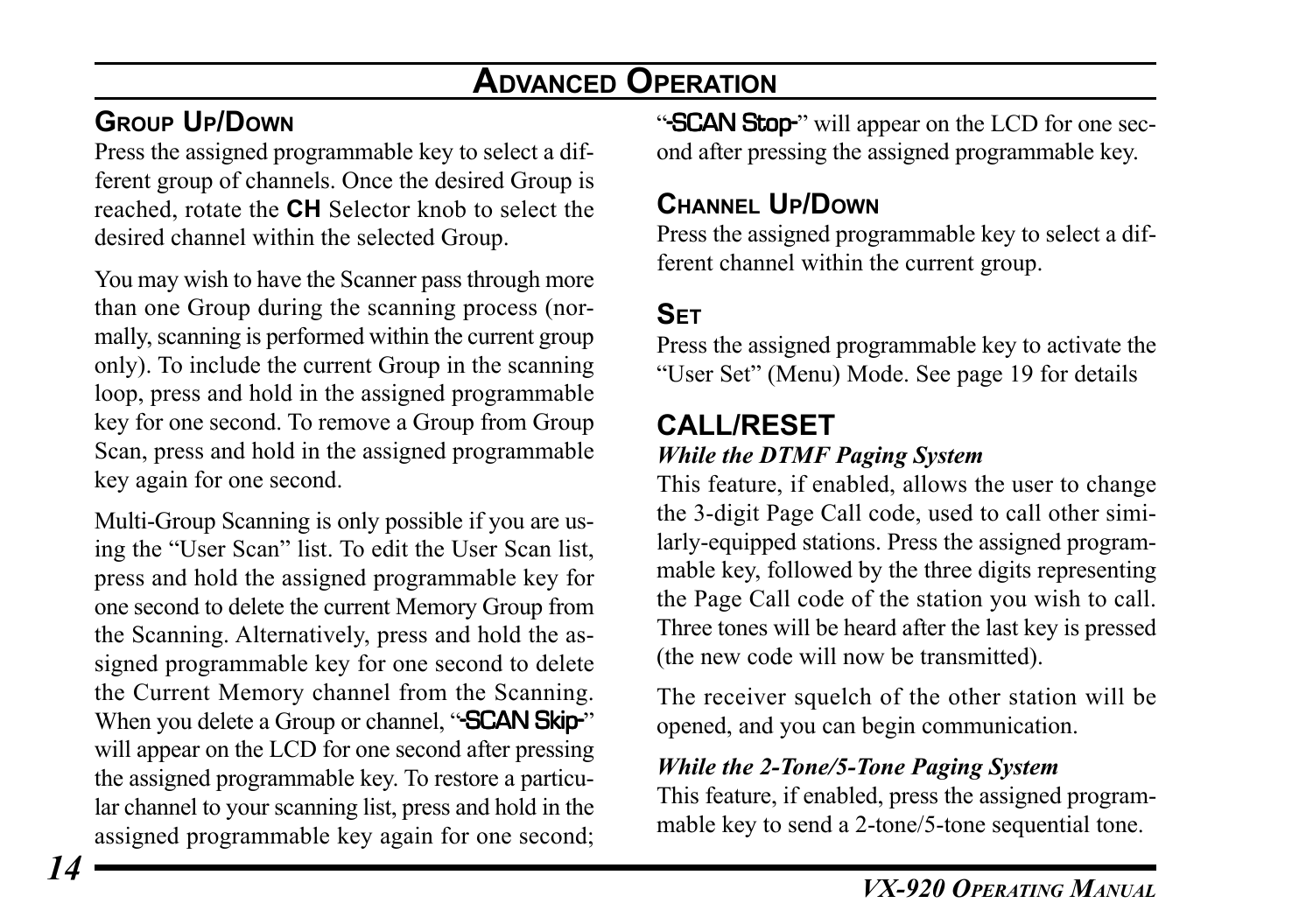# ADVANCED OPERATION

## GROUP UP/DOWN

Press the assigned programmable key to select a different group of channels. Once the desired Group is reached, rotate the **CH** Selector knob to select the desired channel within the selected Group.

You may wish to have the Scanner pass through more than one Group during the scanning process (normally, scanning is performed within the current group only). To include the current Group in the scanning loop, press and hold in the assigned programmable key for one second. To remove a Group from Group Scan, press and hold in the assigned programmable key again for one second.

Multi-Group Scanning is only possible if you are using the "User Scan" list. To edit the User Scan list, press and hold the assigned programmable key for one second to delete the current Memory Group from the Scanning. Alternatively, press and hold the assigned programmable key for one second to delete the Current Memory channel from the Scanning. When you delete a Group or channel, "**-SCAN Skip-**" will appear on the LCD for one second after pressing the assigned programmable key. To restore a particular channel to your scanning list, press and hold in the assigned programmable key again for one second; "**-SCAN Stop-**" will appear on the LCD for one second after pressing the assigned programmable key.

## CHANNEL UP/DOWN

Press the assigned programmable key to select a different channel within the current group.

## SET

Press the assigned programmable key to activate the "User Set" (Menu) Mode. See page 19 for details

## CALL/RESET

***While the DTMF Paging System***

This feature, if enabled, allows the user to change the 3-digit Page Call code, used to call other similarly-equipped stations. Press the assigned programmable key, followed by the three digits representing the Page Call code of the station you wish to call. Three tones will be heard after the last key is pressed (the new code will now be transmitted).

The receiver squelch of the other station will be opened, and you can begin communication.

***While the 2-Tone/5-Tone Paging System***

This feature, if enabled, press the assigned programmable key to send a 2-tone/5-tone sequential tone.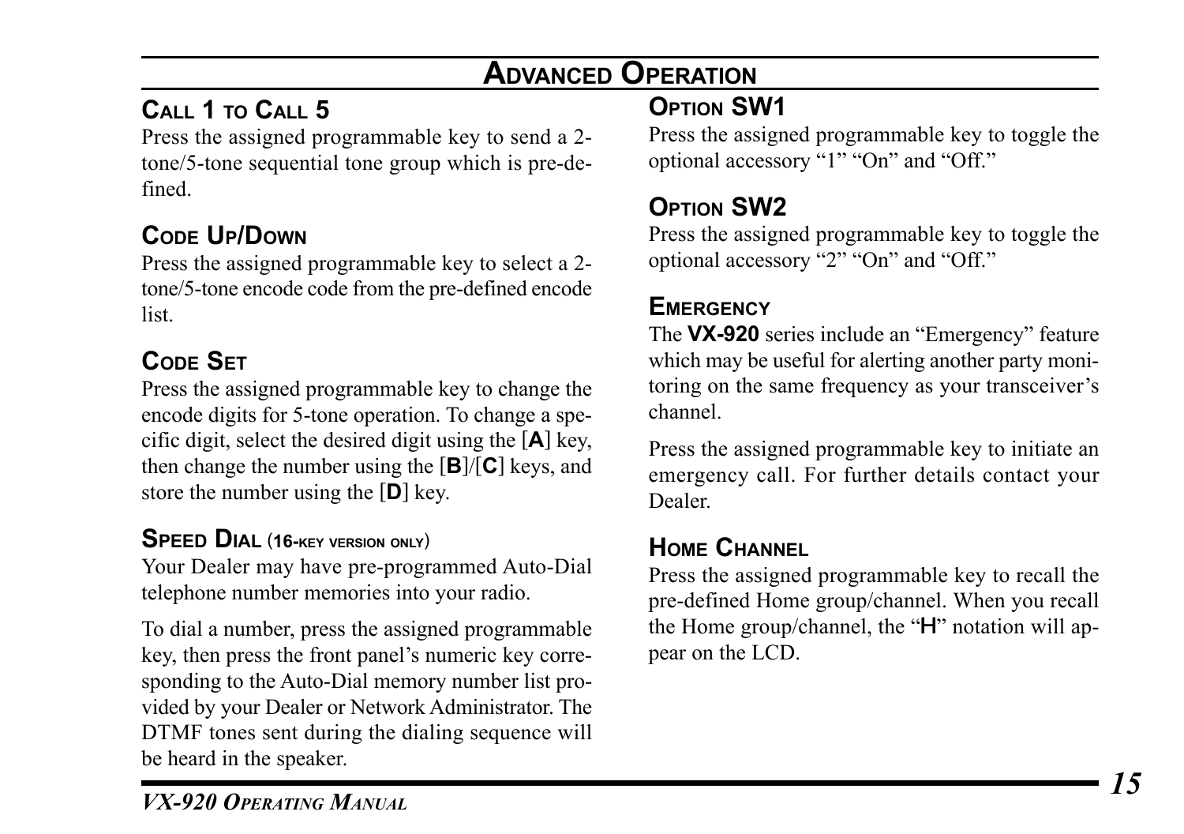# Advanced Operation

## Call 1 to Call 5

Press the assigned programmable key to send a 2-tone/5-tone sequential tone group which is pre-defined.

## Code Up/Down

Press the assigned programmable key to select a 2-tone/5-tone encode code from the pre-defined encode list.

## Code Set

Press the assigned programmable key to change the encode digits for 5-tone operation. To change a specific digit, select the desired digit using the [**A**] key, then change the number using the [**B**]/[**C**] keys, and store the number using the [**D**] key.

## Speed Dial (16-key version only)

Your Dealer may have pre-programmed Auto-Dial telephone number memories into your radio.

To dial a number, press the assigned programmable key, then press the front panel's numeric key corresponding to the Auto-Dial memory number list provided by your Dealer or Network Administrator. The DTMF tones sent during the dialing sequence will be heard in the speaker.

## Option SW1

Press the assigned programmable key to toggle the optional accessory "1" "On" and "Off."

## Option SW2

Press the assigned programmable key to toggle the optional accessory "2" "On" and "Off."

## Emergency

The **VX-920** series include an "Emergency" feature which may be useful for alerting another party monitoring on the same frequency as your transceiver's channel.

Press the assigned programmable key to initiate an emergency call. For further details contact your Dealer.

## Home Channel

Press the assigned programmable key to recall the pre-defined Home group/channel. When you recall the Home group/channel, the "**H**" notation will appear on the LCD.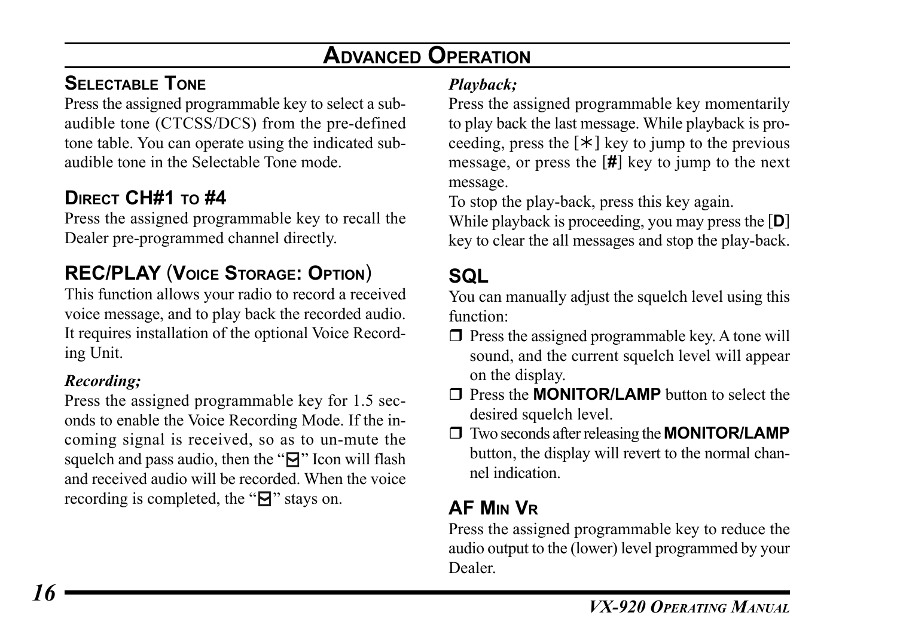# Advanced Operation

## Selectable Tone

Press the assigned programmable key to select a sub-audible tone (CTCSS/DCS) from the pre-defined tone table. You can operate using the indicated sub-audible tone in the Selectable Tone mode.

## Direct CH#1 to #4

Press the assigned programmable key to recall the Dealer pre-programmed channel directly.

## REC/PLAY (Voice Storage: Option)

This function allows your radio to record a received voice message, and to play back the recorded audio. It requires installation of the optional Voice Recording Unit.

***Recording;***

Press the assigned programmable key for 1.5 seconds to enable the Voice Recording Mode. If the incoming signal is received, so as to un-mute the squelch and pass audio, then the "🖂" Icon will flash and received audio will be recorded. When the voice recording is completed, the "🖂" stays on.

***Playback;***

Press the assigned programmable key momentarily to play back the last message. While playback is proceeding, press the [∗] key to jump to the previous message, or press the [**#**] key to jump to the next message.

To stop the play-back, press this key again.

While playback is proceeding, you may press the [**D**] key to clear the all messages and stop the play-back.

## SQL

You can manually adjust the squelch level using this function:

- ❒ Press the assigned programmable key. A tone will sound, and the current squelch level will appear on the display.
- ❒ Press the **MONITOR/LAMP** button to select the desired squelch level.
- ❒ Two seconds after releasing the **MONITOR/LAMP** button, the display will revert to the normal channel indication.

## AF Min Vr

Press the assigned programmable key to reduce the audio output to the (lower) level programmed by your Dealer.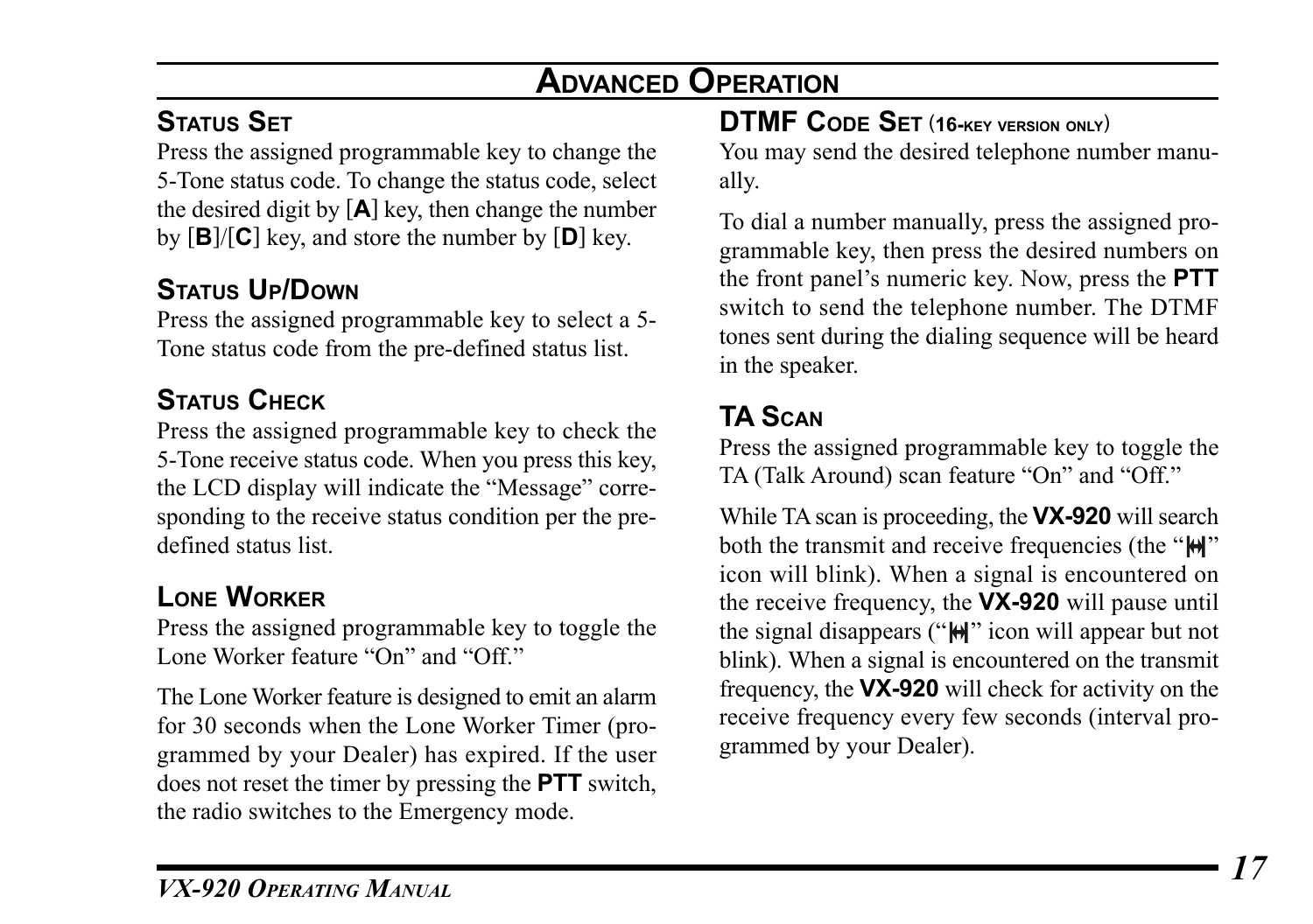# Advanced Operation

## Status Set

Press the assigned programmable key to change the 5-Tone status code. To change the status code, select the desired digit by [**A**] key, then change the number by [**B**]/[**C**] key, and store the number by [**D**] key.

## Status Up/Down

Press the assigned programmable key to select a 5-Tone status code from the pre-defined status list.

## Status Check

Press the assigned programmable key to check the 5-Tone receive status code. When you press this key, the LCD display will indicate the "Message" corresponding to the receive status condition per the pre-defined status list.

## Lone Worker

Press the assigned programmable key to toggle the Lone Worker feature "On" and "Off."

The Lone Worker feature is designed to emit an alarm for 30 seconds when the Lone Worker Timer (programmed by your Dealer) has expired. If the user does not reset the timer by pressing the **PTT** switch, the radio switches to the Emergency mode.

## DTMF Code Set (16-key version only)

You may send the desired telephone number manually.

To dial a number manually, press the assigned programmable key, then press the desired numbers on the front panel's numeric key. Now, press the **PTT** switch to send the telephone number. The DTMF tones sent during the dialing sequence will be heard in the speaker.

## TA Scan

Press the assigned programmable key to toggle the TA (Talk Around) scan feature "On" and "Off."

While TA scan is proceeding, the **VX-920** will search both the transmit and receive frequencies (the "⇹" icon will blink). When a signal is encountered on the receive frequency, the **VX-920** will pause until the signal disappears ("⇹" icon will appear but not blink). When a signal is encountered on the transmit frequency, the **VX-920** will check for activity on the receive frequency every few seconds (interval programmed by your Dealer).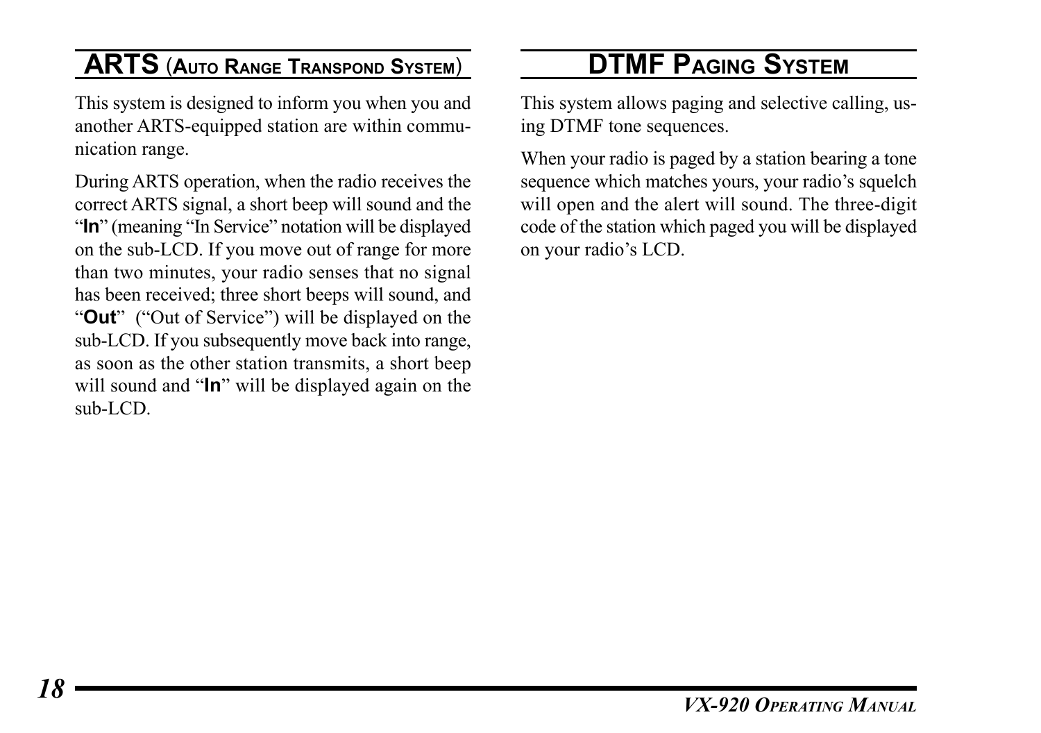## ARTS (Auto Range Transpond System)

This system is designed to inform you when you and another ARTS-equipped station are within communication range.

During ARTS operation, when the radio receives the correct ARTS signal, a short beep will sound and the "**In**" (meaning "In Service" notation will be displayed on the sub-LCD. If you move out of range for more than two minutes, your radio senses that no signal has been received; three short beeps will sound, and "**Out**" ("Out of Service") will be displayed on the sub-LCD. If you subsequently move back into range, as soon as the other station transmits, a short beep will sound and "**In**" will be displayed again on the sub-LCD.

## DTMF Paging System

This system allows paging and selective calling, using DTMF tone sequences.

When your radio is paged by a station bearing a tone sequence which matches yours, your radio's squelch will open and the alert will sound. The three-digit code of the station which paged you will be displayed on your radio's LCD.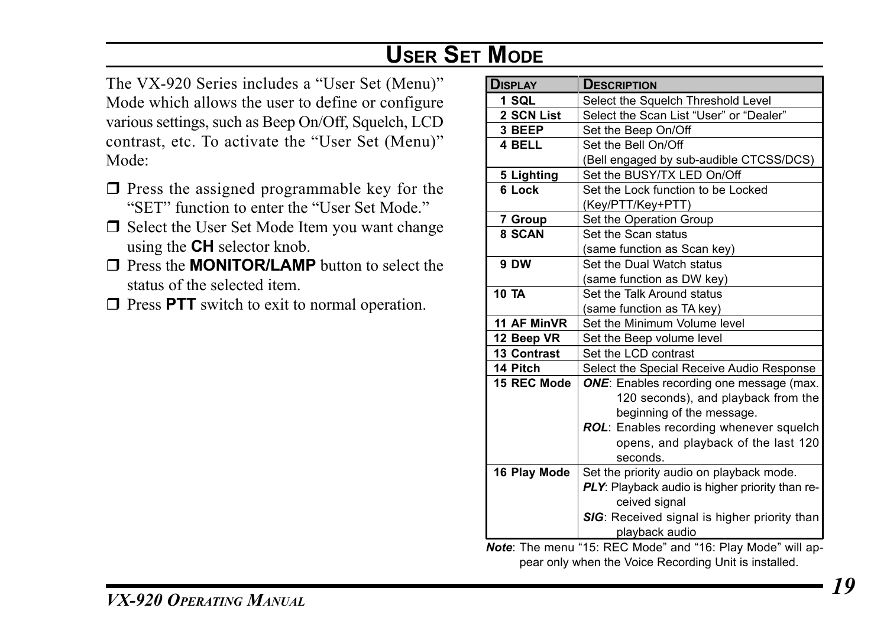# User Set Mode

The VX-920 Series includes a "User Set (Menu)" Mode which allows the user to define or configure various settings, such as Beep On/Off, Squelch, LCD contrast, etc. To activate the "User Set (Menu)" Mode:

- Press the assigned programmable key for the "SET" function to enter the "User Set Mode."
- Select the User Set Mode Item you want change using the **CH** selector knob.
- Press the **MONITOR/LAMP** button to select the status of the selected item.
- Press **PTT** switch to exit to normal operation.

| Display | Description |
|---|---|
| 1 SQL | Select the Squelch Threshold Level |
| 2 SCN List | Select the Scan List "User" or "Dealer" |
| 3 BEEP | Set the Beep On/Off |
| 4 BELL | Set the Bell On/Off<br>(Bell engaged by sub-audible CTCSS/DCS) |
| 5 Lighting | Set the BUSY/TX LED On/Off |
| 6 Lock | Set the Lock function to be Locked<br>(Key/PTT/Key+PTT) |
| 7 Group | Set the Operation Group |
| 8 SCAN | Set the Scan status<br>(same function as Scan key) |
| 9 DW | Set the Dual Watch status<br>(same function as DW key) |
| 10 TA | Set the Talk Around status<br>(same function as TA key) |
| 11 AF MinVR | Set the Minimum Volume level |
| 12 Beep VR | Set the Beep volume level |
| 13 Contrast | Set the LCD contrast |
| 14 Pitch | Select the Special Receive Audio Response |
| 15 REC Mode | ***ONE***: Enables recording one message (max. 120 seconds), and playback from the beginning of the message.<br>***ROL***: Enables recording whenever squelch opens, and playback of the last 120 seconds. |
| 16 Play Mode | Set the priority audio on playback mode.<br>***PLY***: Playback audio is higher priority than received signal<br>***SIG***: Received signal is higher priority than playback audio |

***Note***: The menu "15: REC Mode" and "16: Play Mode" will appear only when the Voice Recording Unit is installed.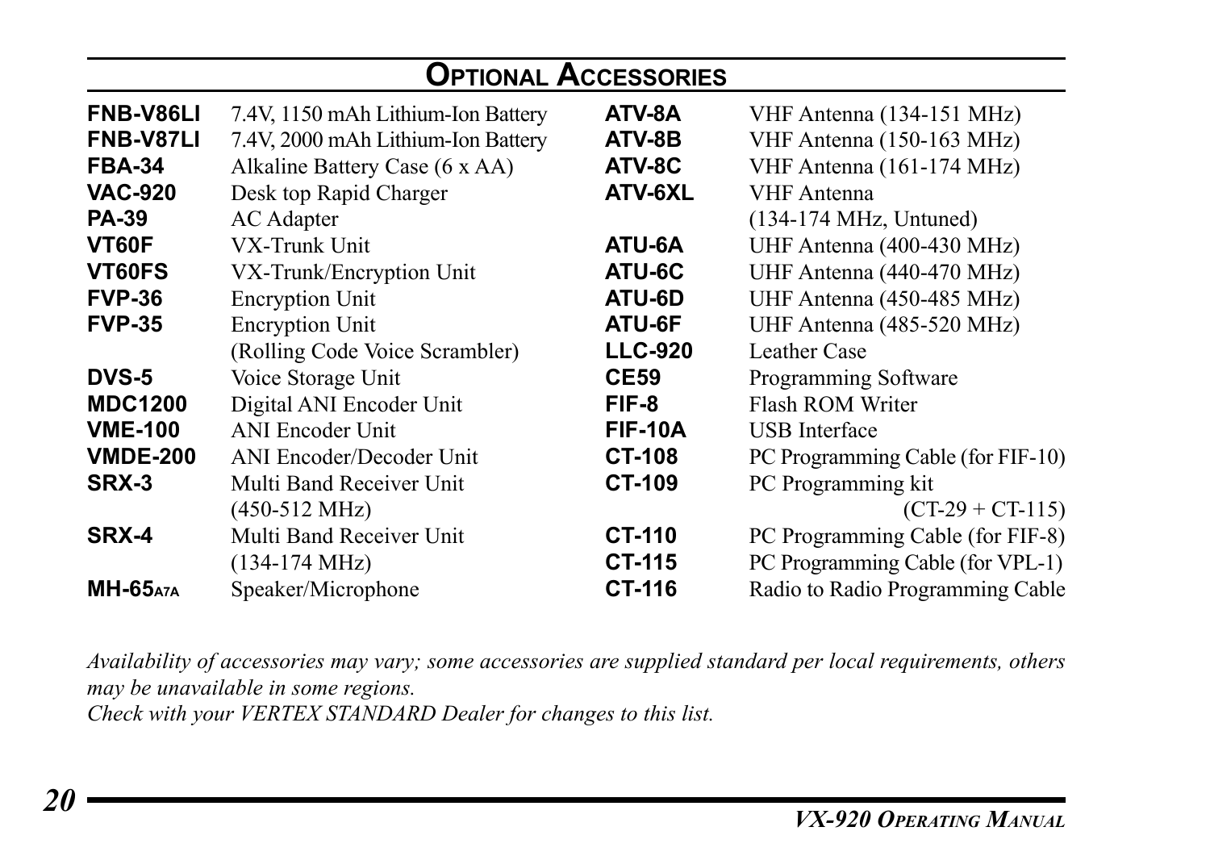## Optional Accessories

| Model | Description |
|---|---|
| **FNB-V86LI** | 7.4V, 1150 mAh Lithium-Ion Battery |
| **FNB-V87LI** | 7.4V, 2000 mAh Lithium-Ion Battery |
| **FBA-34** | Alkaline Battery Case (6 x AA) |
| **VAC-920** | Desk top Rapid Charger |
| **PA-39** | AC Adapter |
| **VT60F** | VX-Trunk Unit |
| **VT60FS** | VX-Trunk/Encryption Unit |
| **FVP-36** | Encryption Unit |
| **FVP-35** | Encryption Unit (Rolling Code Voice Scrambler) |
| **DVS-5** | Voice Storage Unit |
| **MDC1200** | Digital ANI Encoder Unit |
| **VME-100** | ANI Encoder Unit |
| **VMDE-200** | ANI Encoder/Decoder Unit |
| **SRX-3** | Multi Band Receiver Unit (450-512 MHz) |
| **SRX-4** | Multi Band Receiver Unit (134-174 MHz) |
| **MH-65A7A** | Speaker/Microphone |
| **ATV-8A** | VHF Antenna (134-151 MHz) |
| **ATV-8B** | VHF Antenna (150-163 MHz) |
| **ATV-8C** | VHF Antenna (161-174 MHz) |
| **ATV-6XL** | VHF Antenna (134-174 MHz, Untuned) |
| **ATU-6A** | UHF Antenna (400-430 MHz) |
| **ATU-6C** | UHF Antenna (440-470 MHz) |
| **ATU-6D** | UHF Antenna (450-485 MHz) |
| **ATU-6F** | UHF Antenna (485-520 MHz) |
| **LLC-920** | Leather Case |
| **CE59** | Programming Software |
| **FIF-8** | Flash ROM Writer |
| **FIF-10A** | USB Interface |
| **CT-108** | PC Programming Cable (for FIF-10) |
| **CT-109** | PC Programming kit (CT-29 + CT-115) |
| **CT-110** | PC Programming Cable (for FIF-8) |
| **CT-115** | PC Programming Cable (for VPL-1) |
| **CT-116** | Radio to Radio Programming Cable |

*Availability of accessories may vary; some accessories are supplied standard per local requirements, others may be unavailable in some regions.*
*Check with your VERTEX STANDARD Dealer for changes to this list.*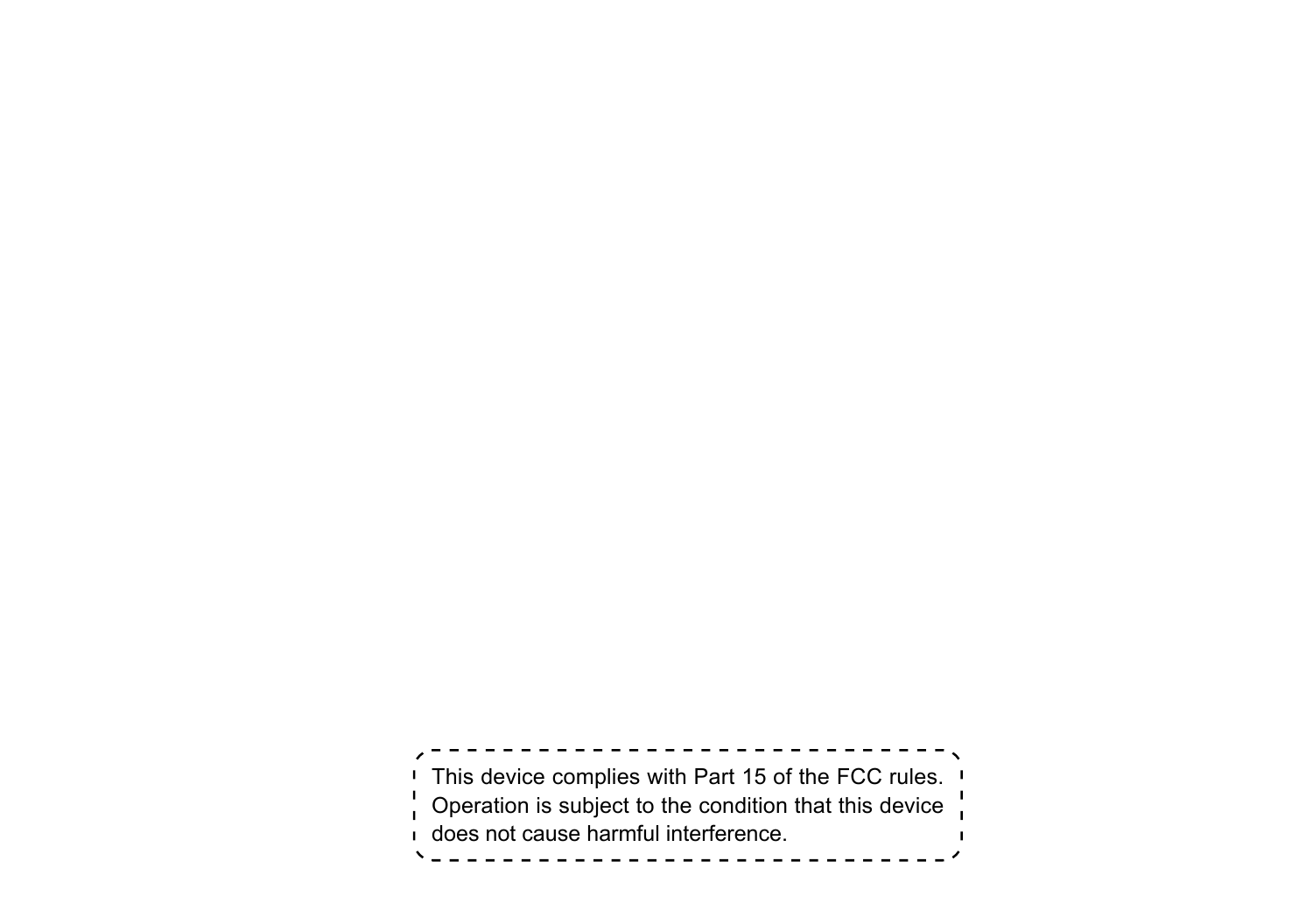This device complies with Part 15 of the FCC rules. Operation is subject to the condition that this device does not cause harmful interference.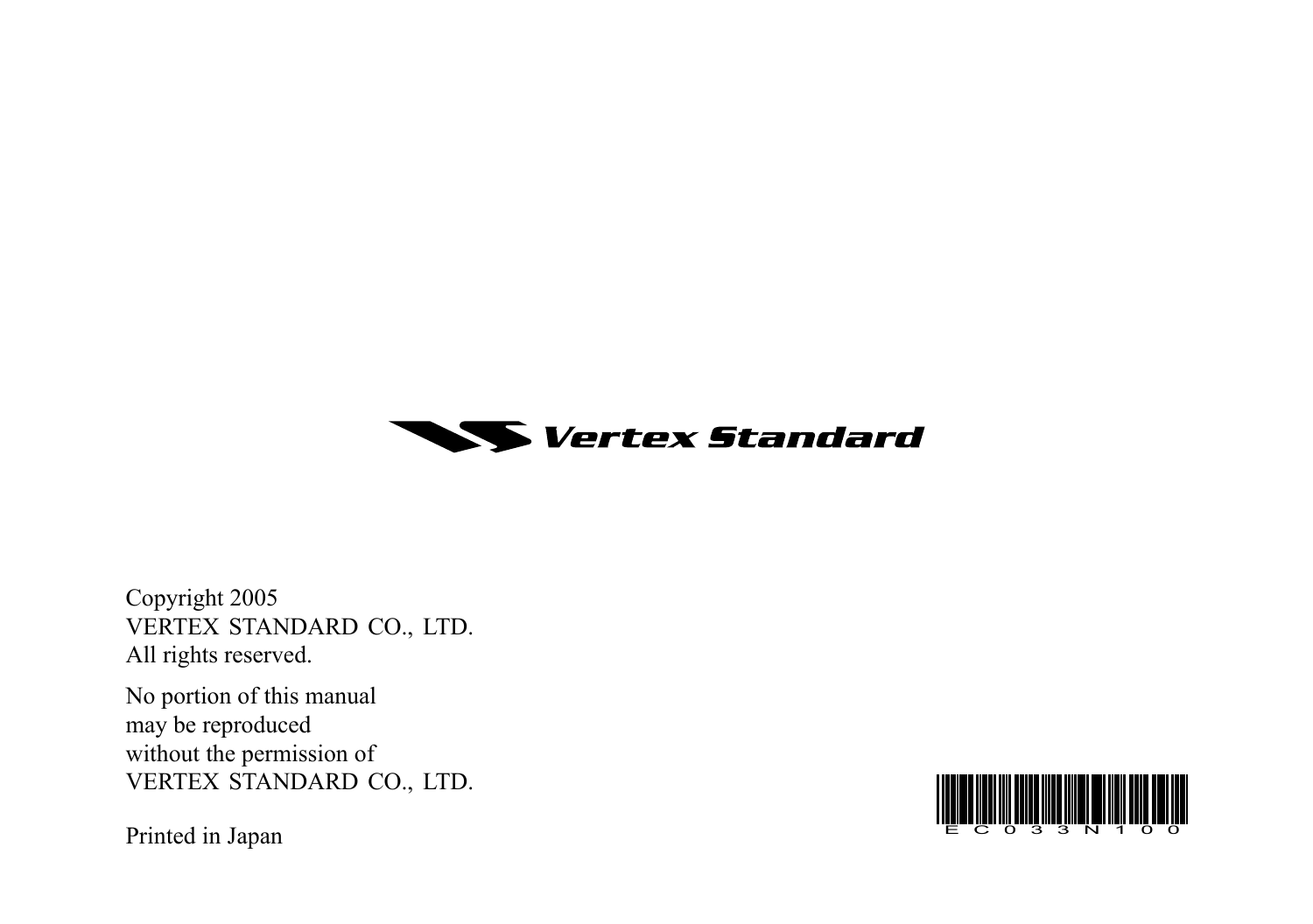Vertex Standard

Copyright 2005
VERTEX STANDARD CO., LTD.
All rights reserved.

No portion of this manual
may be reproduced
without the permission of
VERTEX STANDARD CO., LTD.

Printed in Japan

E C 0 3 3 N 1 0 0